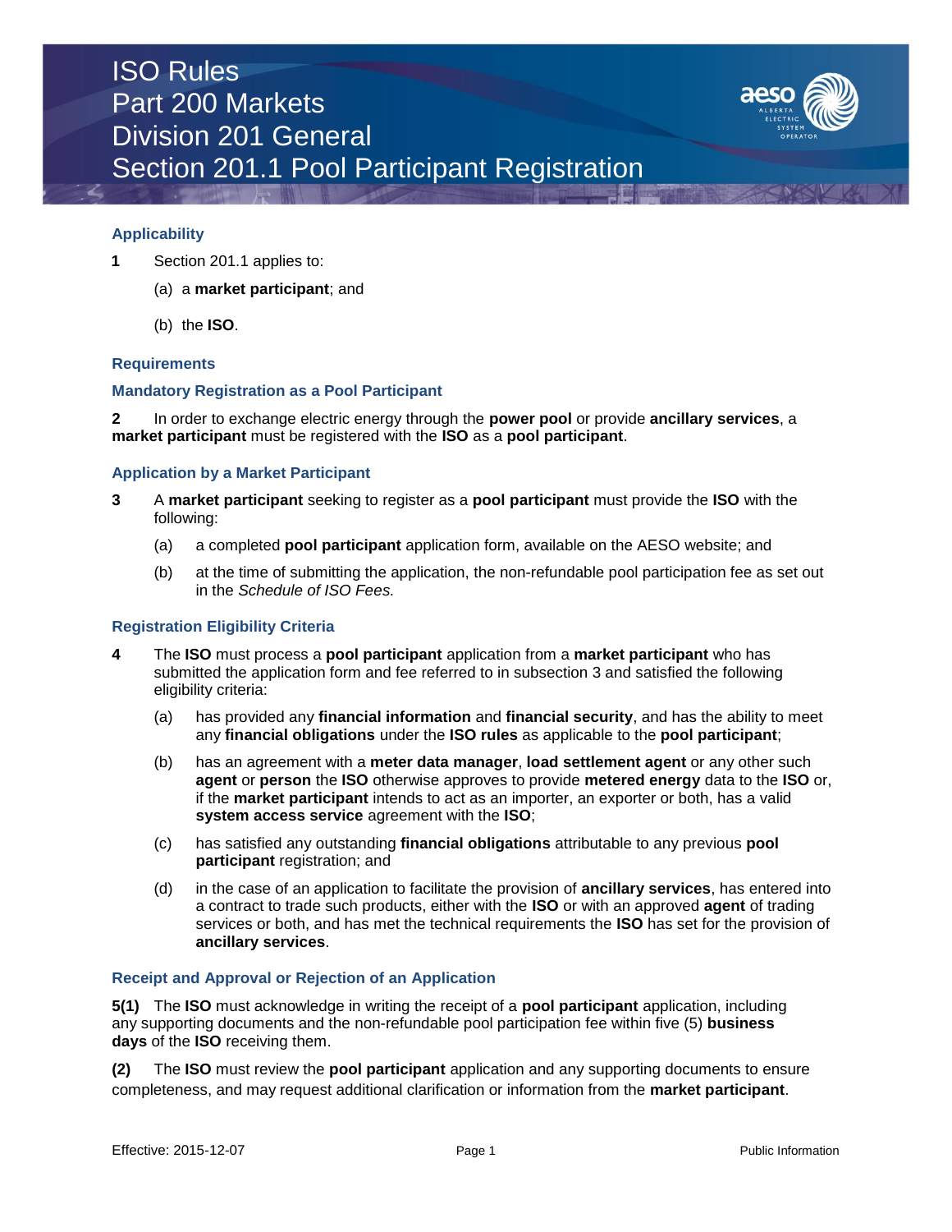# ISO Rules
# Part 200 Markets
# Division 201 General
# Section 201.1 Pool Participant Registration

## Applicability

**1** Section 201.1 applies to:

(a) a **market participant**; and

(b) the **ISO**.

## Requirements

### Mandatory Registration as a Pool Participant

**2** In order to exchange electric energy through the **power pool** or provide **ancillary services**, a **market participant** must be registered with the **ISO** as a **pool participant**.

### Application by a Market Participant

**3** A **market participant** seeking to register as a **pool participant** must provide the **ISO** with the following:

(a) a completed **pool participant** application form, available on the AESO website; and

(b) at the time of submitting the application, the non-refundable pool participation fee as set out in the *Schedule of ISO Fees.*

### Registration Eligibility Criteria

**4** The **ISO** must process a **pool participant** application from a **market participant** who has submitted the application form and fee referred to in subsection 3 and satisfied the following eligibility criteria:

(a) has provided any **financial information** and **financial security**, and has the ability to meet any **financial obligations** under the **ISO rules** as applicable to the **pool participant**;

(b) has an agreement with a **meter data manager**, **load settlement agent** or any other such **agent** or **person** the **ISO** otherwise approves to provide **metered energy** data to the **ISO** or, if the **market participant** intends to act as an importer, an exporter or both, has a valid **system access service** agreement with the **ISO**;

(c) has satisfied any outstanding **financial obligations** attributable to any previous **pool participant** registration; and

(d) in the case of an application to facilitate the provision of **ancillary services**, has entered into a contract to trade such products, either with the **ISO** or with an approved **agent** of trading services or both, and has met the technical requirements the **ISO** has set for the provision of **ancillary services**.

### Receipt and Approval or Rejection of an Application

**5(1)** The **ISO** must acknowledge in writing the receipt of a **pool participant** application, including any supporting documents and the non-refundable pool participation fee within five (5) **business days** of the **ISO** receiving them.

**(2)** The **ISO** must review the **pool participant** application and any supporting documents to ensure completeness, and may request additional clarification or information from the **market participant**.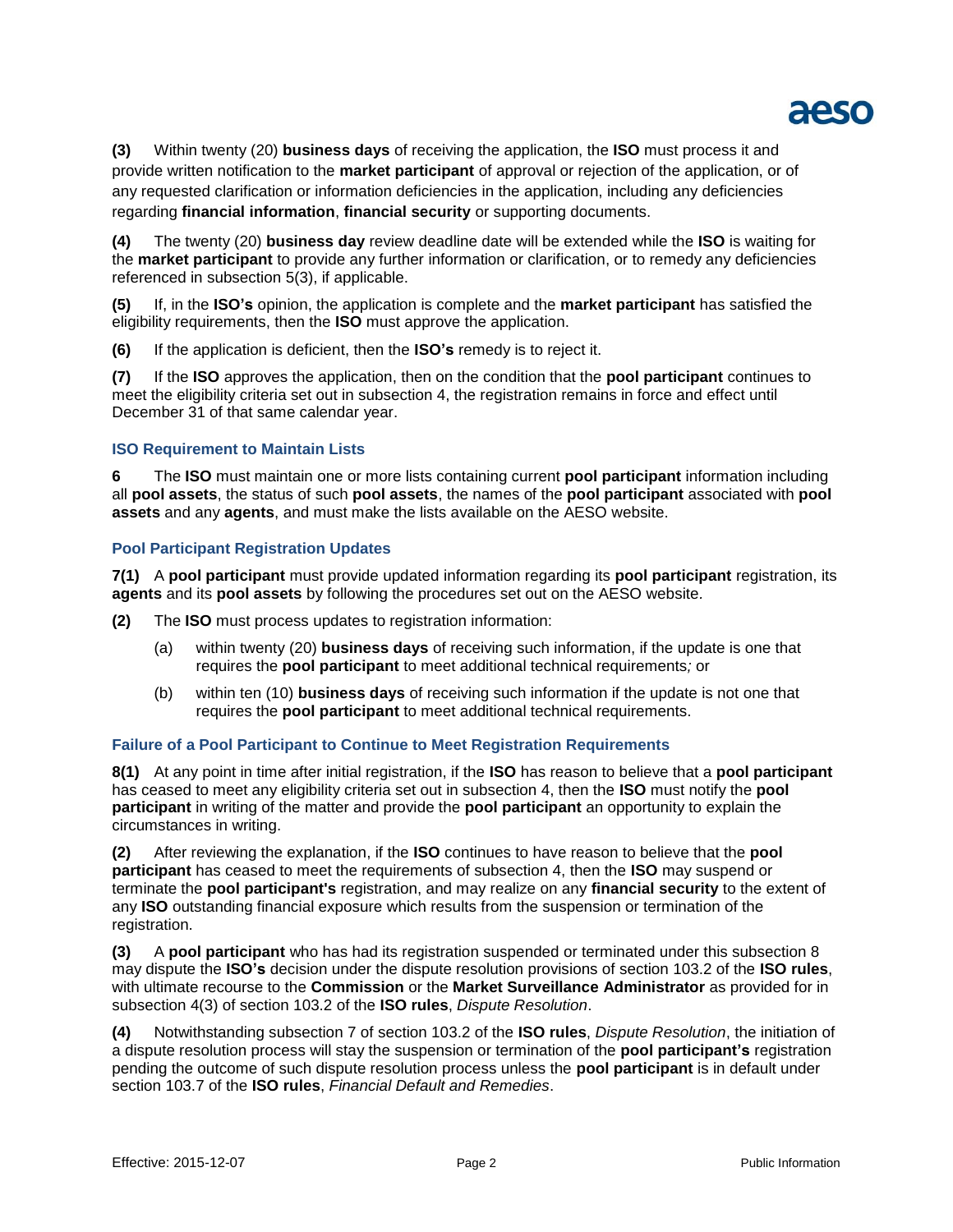**(3)** Within twenty (20) **business days** of receiving the application, the **ISO** must process it and provide written notification to the **market participant** of approval or rejection of the application, or of any requested clarification or information deficiencies in the application, including any deficiencies regarding **financial information**, **financial security** or supporting documents.

**(4)** The twenty (20) **business day** review deadline date will be extended while the **ISO** is waiting for the **market participant** to provide any further information or clarification, or to remedy any deficiencies referenced in subsection 5(3), if applicable.

**(5)** If, in the **ISO's** opinion, the application is complete and the **market participant** has satisfied the eligibility requirements, then the **ISO** must approve the application.

**(6)** If the application is deficient, then the **ISO's** remedy is to reject it.

**(7)** If the **ISO** approves the application, then on the condition that the **pool participant** continues to meet the eligibility criteria set out in subsection 4, the registration remains in force and effect until December 31 of that same calendar year.

### ISO Requirement to Maintain Lists

**6** The **ISO** must maintain one or more lists containing current **pool participant** information including all **pool assets**, the status of such **pool assets**, the names of the **pool participant** associated with **pool assets** and any **agents**, and must make the lists available on the AESO website.

### Pool Participant Registration Updates

**7(1)** A **pool participant** must provide updated information regarding its **pool participant** registration, its **agents** and its **pool assets** by following the procedures set out on the AESO website.

**(2)** The **ISO** must process updates to registration information:

(a) within twenty (20) **business days** of receiving such information, if the update is one that requires the **pool participant** to meet additional technical requirements*;* or

(b) within ten (10) **business days** of receiving such information if the update is not one that requires the **pool participant** to meet additional technical requirements.

### Failure of a Pool Participant to Continue to Meet Registration Requirements

**8(1)** At any point in time after initial registration, if the **ISO** has reason to believe that a **pool participant** has ceased to meet any eligibility criteria set out in subsection 4, then the **ISO** must notify the **pool participant** in writing of the matter and provide the **pool participant** an opportunity to explain the circumstances in writing.

**(2)** After reviewing the explanation, if the **ISO** continues to have reason to believe that the **pool participant** has ceased to meet the requirements of subsection 4, then the **ISO** may suspend or terminate the **pool participant's** registration, and may realize on any **financial security** to the extent of any **ISO** outstanding financial exposure which results from the suspension or termination of the registration.

**(3)** A **pool participant** who has had its registration suspended or terminated under this subsection 8 may dispute the **ISO's** decision under the dispute resolution provisions of section 103.2 of the **ISO rules**, with ultimate recourse to the **Commission** or the **Market Surveillance Administrator** as provided for in subsection 4(3) of section 103.2 of the **ISO rules**, *Dispute Resolution*.

**(4)** Notwithstanding subsection 7 of section 103.2 of the **ISO rules**, *Dispute Resolution*, the initiation of a dispute resolution process will stay the suspension or termination of the **pool participant's** registration pending the outcome of such dispute resolution process unless the **pool participant** is in default under section 103.7 of the **ISO rules**, *Financial Default and Remedies*.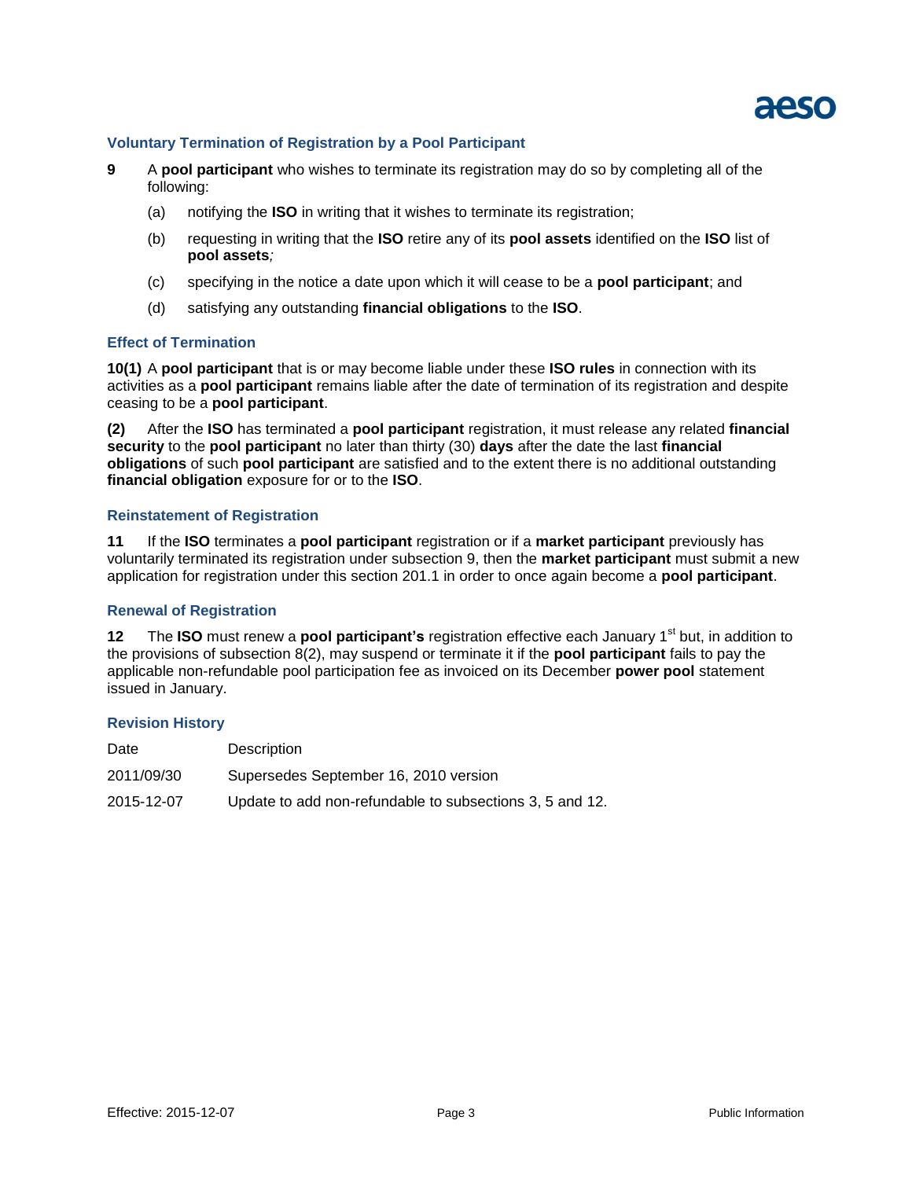### Voluntary Termination of Registration by a Pool Participant

**9** A **pool participant** who wishes to terminate its registration may do so by completing all of the following:

(a) notifying the **ISO** in writing that it wishes to terminate its registration;

(b) requesting in writing that the **ISO** retire any of its **pool assets** identified on the **ISO** list of **pool assets***;*

(c) specifying in the notice a date upon which it will cease to be a **pool participant**; and

(d) satisfying any outstanding **financial obligations** to the **ISO**.

### Effect of Termination

**10(1)** A **pool participant** that is or may become liable under these **ISO rules** in connection with its activities as a **pool participant** remains liable after the date of termination of its registration and despite ceasing to be a **pool participant**.

**(2)** After the **ISO** has terminated a **pool participant** registration, it must release any related **financial security** to the **pool participant** no later than thirty (30) **days** after the date the last **financial obligations** of such **pool participant** are satisfied and to the extent there is no additional outstanding **financial obligation** exposure for or to the **ISO**.

### Reinstatement of Registration

**11** If the **ISO** terminates a **pool participant** registration or if a **market participant** previously has voluntarily terminated its registration under subsection 9, then the **market participant** must submit a new application for registration under this section 201.1 in order to once again become a **pool participant**.

### Renewal of Registration

**12** The **ISO** must renew a **pool participant's** registration effective each January 1st but, in addition to the provisions of subsection 8(2), may suspend or terminate it if the **pool participant** fails to pay the applicable non-refundable pool participation fee as invoiced on its December **power pool** statement issued in January.

### Revision History

| Date | Description |
| --- | --- |
| 2011/09/30 | Supersedes September 16, 2010 version |
| 2015-12-07 | Update to add non-refundable to subsections 3, 5 and 12. |